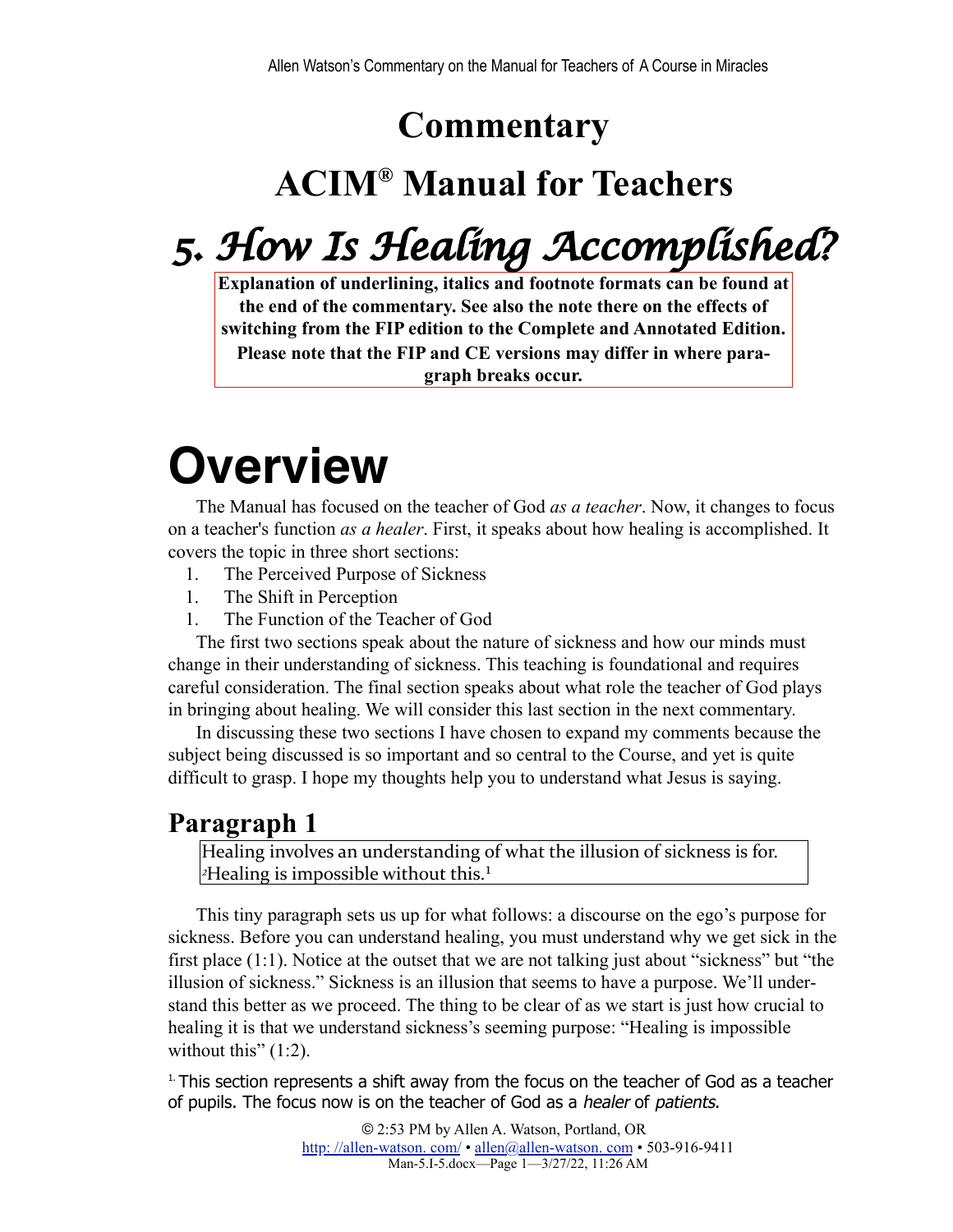# Commentary

# ACIM® Manual for Teachers

# *5. How Is Healing Accomplished?*

**Explanation of underlining, italics and footnote formats can be found at the end of the commentary. See also the note there on the effects of switching from the FIP edition to the Complete and Annotated Edition. Please note that the FIP and CE versions may differ in where paragraph breaks occur.**

# Overview

The Manual has focused on the teacher of God *as a teacher*. Now, it changes to focus on a teacher's function *as a healer*. First, it speaks about how healing is accomplished. It covers the topic in three short sections:

1. The Perceived Purpose of Sickness
1. The Shift in Perception
1. The Function of the Teacher of God

The first two sections speak about the nature of sickness and how our minds must change in their understanding of sickness. This teaching is foundational and requires careful consideration. The final section speaks about what role the teacher of God plays in bringing about healing. We will consider this last section in the next commentary.

In discussing these two sections I have chosen to expand my comments because the subject being discussed is so important and so central to the Course, and yet is quite difficult to grasp. I hope my thoughts help you to understand what Jesus is saying.

## Paragraph 1

> Healing involves an understanding of what the illusion of sickness is for. [2]Healing is impossible without this.[1]

This tiny paragraph sets us up for what follows: a discourse on the ego's purpose for sickness. Before you can understand healing, you must understand why we get sick in the first place (1:1). Notice at the outset that we are not talking just about "sickness" but "the illusion of sickness." Sickness is an illusion that seems to have a purpose. We'll understand this better as we proceed. The thing to be clear of as we start is just how crucial to healing it is that we understand sickness's seeming purpose: "Healing is impossible without this" (1:2).

[1] This section represents a shift away from the focus on the teacher of God as a teacher of pupils. The focus now is on the teacher of God as a *healer* of *patients*.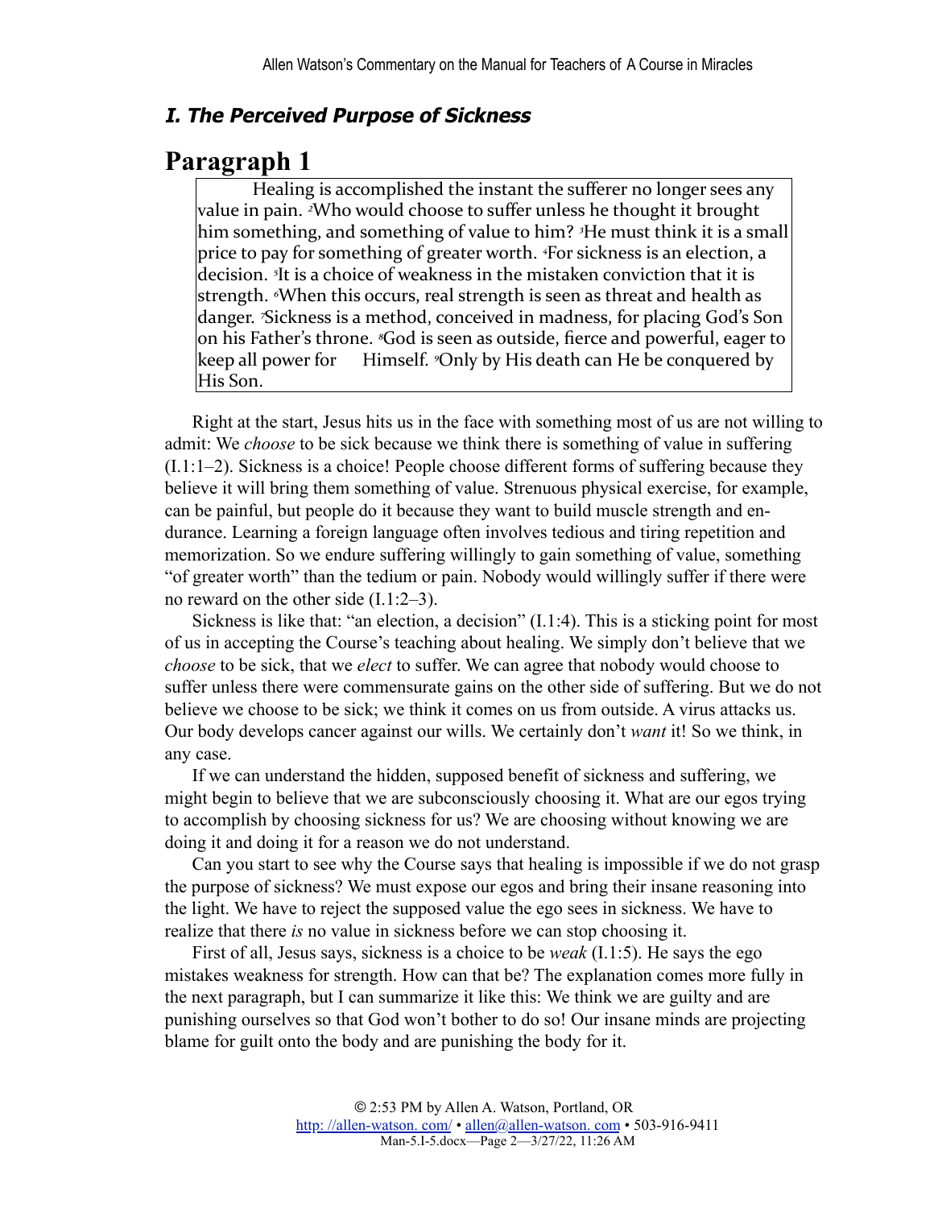### *I. The Perceived Purpose of Sickness*

## Paragraph 1

> Healing is accomplished the instant the sufferer no longer sees any value in pain. [2]Who would choose to suffer unless he thought it brought him something, and something of value to him? [3]He must think it is a small price to pay for something of greater worth. [4]For sickness is an election, a decision. [5]It is a choice of weakness in the mistaken conviction that it is strength. [6]When this occurs, real strength is seen as threat and health as danger. [7]Sickness is a method, conceived in madness, for placing God's Son on his Father's throne. [8]God is seen as outside, fierce and powerful, eager to keep all power for Himself. [9]Only by His death can He be conquered by His Son.

Right at the start, Jesus hits us in the face with something most of us are not willing to admit: We *choose* to be sick because we think there is something of value in suffering (I.1:1–2). Sickness is a choice! People choose different forms of suffering because they believe it will bring them something of value. Strenuous physical exercise, for example, can be painful, but people do it because they want to build muscle strength and endurance. Learning a foreign language often involves tedious and tiring repetition and memorization. So we endure suffering willingly to gain something of value, something "of greater worth" than the tedium or pain. Nobody would willingly suffer if there were no reward on the other side (I.1:2–3).

Sickness is like that: "an election, a decision" (I.1:4). This is a sticking point for most of us in accepting the Course's teaching about healing. We simply don't believe that we *choose* to be sick, that we *elect* to suffer. We can agree that nobody would choose to suffer unless there were commensurate gains on the other side of suffering. But we do not believe we choose to be sick; we think it comes on us from outside. A virus attacks us. Our body develops cancer against our wills. We certainly don't *want* it! So we think, in any case.

If we can understand the hidden, supposed benefit of sickness and suffering, we might begin to believe that we are subconsciously choosing it. What are our egos trying to accomplish by choosing sickness for us? We are choosing without knowing we are doing it and doing it for a reason we do not understand.

Can you start to see why the Course says that healing is impossible if we do not grasp the purpose of sickness? We must expose our egos and bring their insane reasoning into the light. We have to reject the supposed value the ego sees in sickness. We have to realize that there *is* no value in sickness before we can stop choosing it.

First of all, Jesus says, sickness is a choice to be *weak* (I.1:5). He says the ego mistakes weakness for strength. How can that be? The explanation comes more fully in the next paragraph, but I can summarize it like this: We think we are guilty and are punishing ourselves so that God won't bother to do so! Our insane minds are projecting blame for guilt onto the body and are punishing the body for it.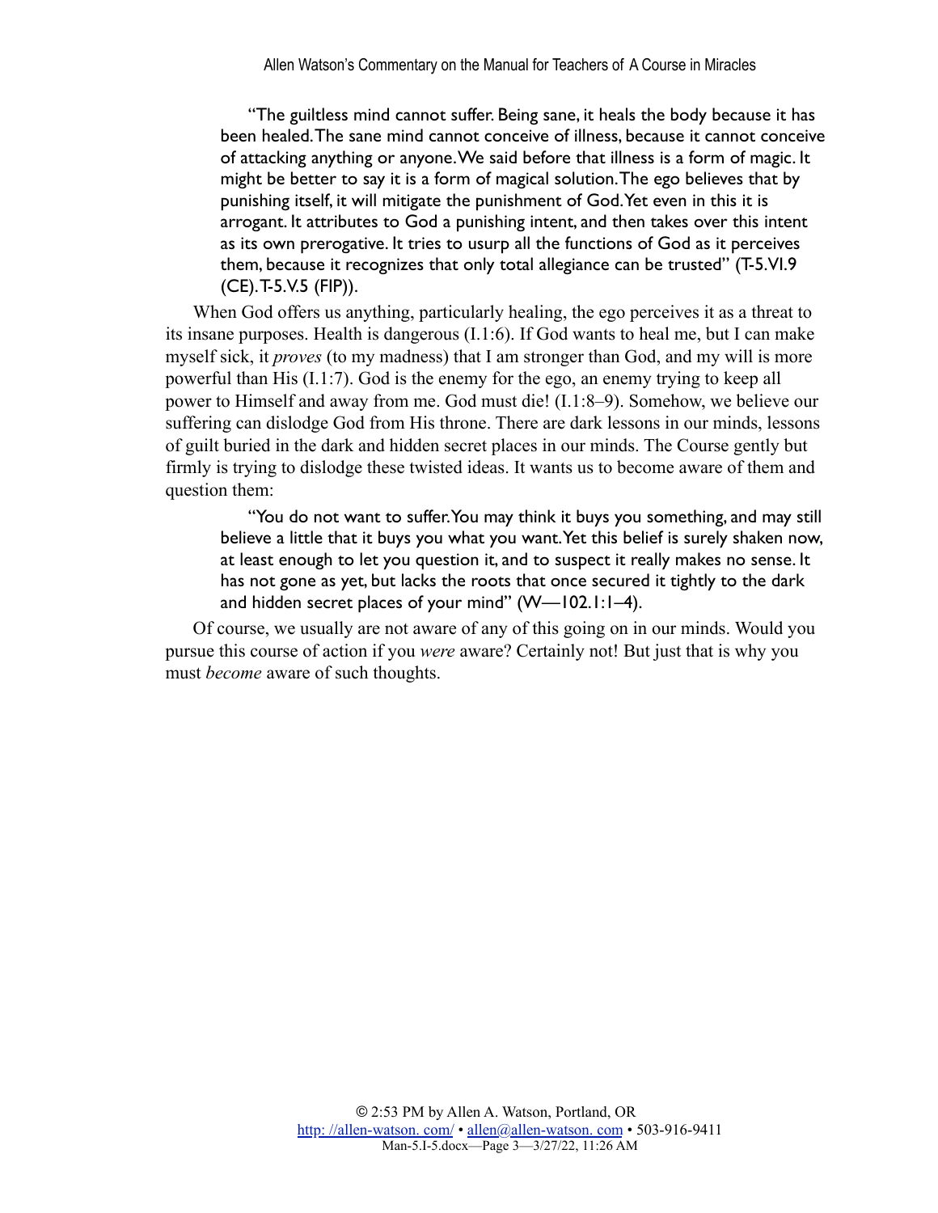> "The guiltless mind cannot suffer. Being sane, it heals the body because it has been healed. The sane mind cannot conceive of illness, because it cannot conceive of attacking anything or anyone. We said before that illness is a form of magic. It might be better to say it is a form of magical solution. The ego believes that by punishing itself, it will mitigate the punishment of God. Yet even in this it is arrogant. It attributes to God a punishing intent, and then takes over this intent as its own prerogative. It tries to usurp all the functions of God as it perceives them, because it recognizes that only total allegiance can be trusted" (T-5.VI.9 (CE). T-5.V.5 (FIP)).

When God offers us anything, particularly healing, the ego perceives it as a threat to its insane purposes. Health is dangerous (I.1:6). If God wants to heal me, but I can make myself sick, it *proves* (to my madness) that I am stronger than God, and my will is more powerful than His (I.1:7). God is the enemy for the ego, an enemy trying to keep all power to Himself and away from me. God must die! (I.1:8–9). Somehow, we believe our suffering can dislodge God from His throne. There are dark lessons in our minds, lessons of guilt buried in the dark and hidden secret places in our minds. The Course gently but firmly is trying to dislodge these twisted ideas. It wants us to become aware of them and question them:

> "You do not want to suffer. You may think it buys you something, and may still believe a little that it buys you what you want. Yet this belief is surely shaken now, at least enough to let you question it, and to suspect it really makes no sense. It has not gone as yet, but lacks the roots that once secured it tightly to the dark and hidden secret places of your mind" (W—102.1:1–4).

Of course, we usually are not aware of any of this going on in our minds. Would you pursue this course of action if you *were* aware? Certainly not! But just that is why you must *become* aware of such thoughts.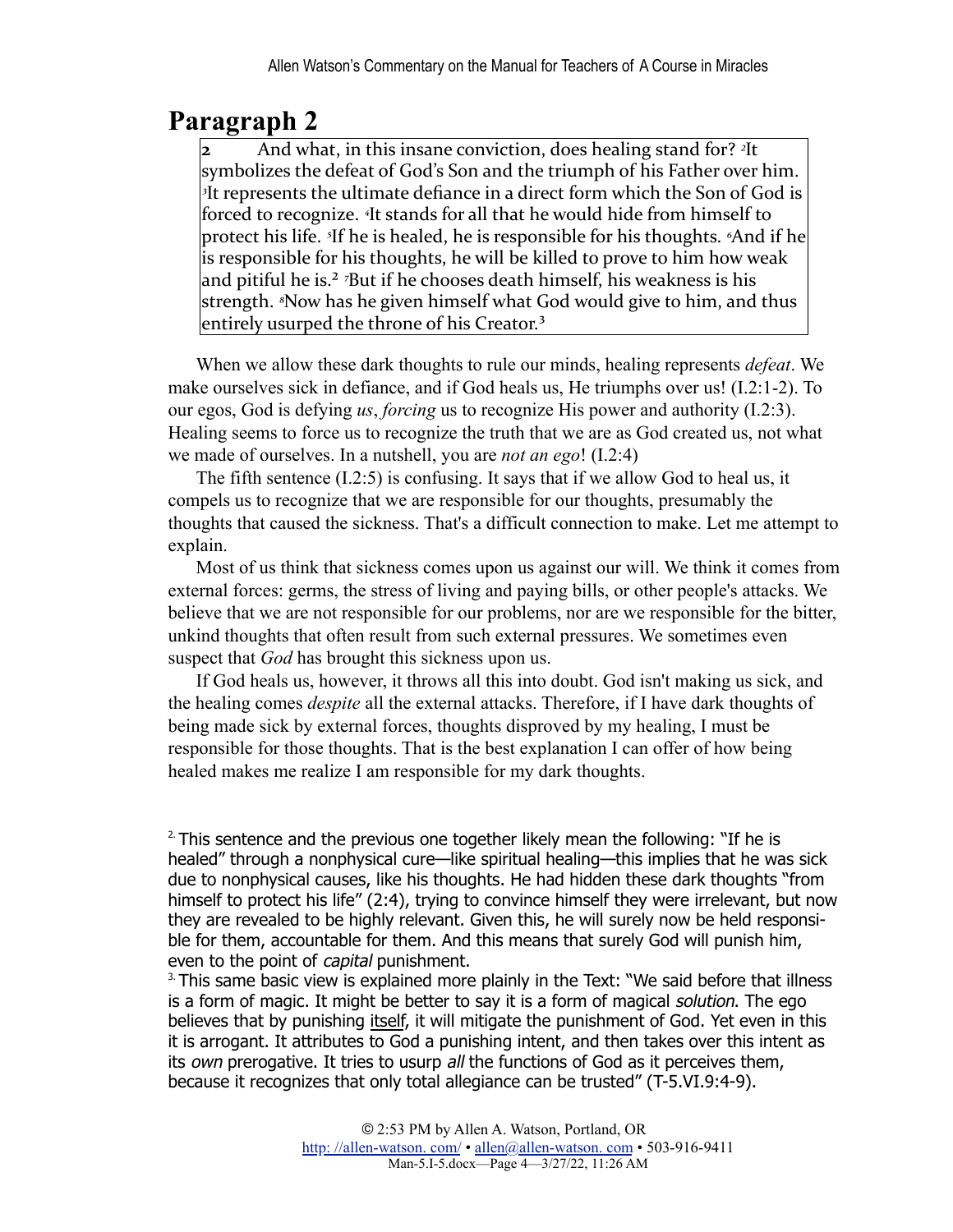## Paragraph 2

> 2 And what, in this insane conviction, does healing stand for? [2]It symbolizes the defeat of God's Son and the triumph of his Father over him. [3]It represents the ultimate defiance in a direct form which the Son of God is forced to recognize. [4]It stands for all that he would hide from himself to protect his life. [5]If he is healed, he is responsible for his thoughts. [6]And if he is responsible for his thoughts, he will be killed to prove to him how weak and pitiful he is.[2] [7]But if he chooses death himself, his weakness is his strength. [8]Now has he given himself what God would give to him, and thus entirely usurped the throne of his Creator.[3]

When we allow these dark thoughts to rule our minds, healing represents *defeat*. We make ourselves sick in defiance, and if God heals us, He triumphs over us! (I.2:1-2). To our egos, God is defying *us*, *forcing* us to recognize His power and authority (I.2:3). Healing seems to force us to recognize the truth that we are as God created us, not what we made of ourselves. In a nutshell, you are *not an ego*! (I.2:4)

The fifth sentence (I.2:5) is confusing. It says that if we allow God to heal us, it compels us to recognize that we are responsible for our thoughts, presumably the thoughts that caused the sickness. That's a difficult connection to make. Let me attempt to explain.

Most of us think that sickness comes upon us against our will. We think it comes from external forces: germs, the stress of living and paying bills, or other people's attacks. We believe that we are not responsible for our problems, nor are we responsible for the bitter, unkind thoughts that often result from such external pressures. We sometimes even suspect that *God* has brought this sickness upon us.

If God heals us, however, it throws all this into doubt. God isn't making us sick, and the healing comes *despite* all the external attacks. Therefore, if I have dark thoughts of being made sick by external forces, thoughts disproved by my healing, I must be responsible for those thoughts. That is the best explanation I can offer of how being healed makes me realize I am responsible for my dark thoughts.

---

[2] This sentence and the previous one together likely mean the following: "If he is healed" through a nonphysical cure—like spiritual healing—this implies that he was sick due to nonphysical causes, like his thoughts. He had hidden these dark thoughts "from himself to protect his life" (2:4), trying to convince himself they were irrelevant, but now they are revealed to be highly relevant. Given this, he will surely now be held responsible for them, accountable for them. And this means that surely God will punish him, even to the point of *capital* punishment.

[3] This same basic view is explained more plainly in the Text: "We said before that illness is a form of magic. It might be better to say it is a form of magical *solution*. The ego believes that by punishing itself, it will mitigate the punishment of God. Yet even in this it is arrogant. It attributes to God a punishing intent, and then takes over this intent as its *own* prerogative. It tries to usurp *all* the functions of God as it perceives them, because it recognizes that only total allegiance can be trusted" (T-5.VI.9:4-9).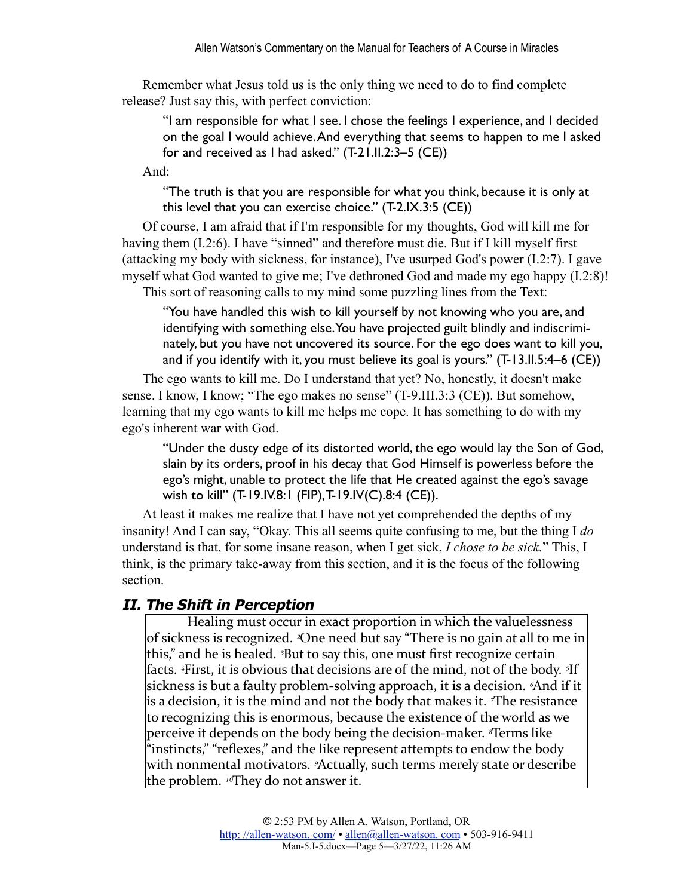Remember what Jesus told us is the only thing we need to do to find complete release? Just say this, with perfect conviction:

> "I am responsible for what I see. I chose the feelings I experience, and I decided on the goal I would achieve. And everything that seems to happen to me I asked for and received as I had asked." (T-21.II.2:3–5 (CE))

And:

> "The truth is that you are responsible for what you think, because it is only at this level that you can exercise choice." (T-2.IX.3:5 (CE))

Of course, I am afraid that if I'm responsible for my thoughts, God will kill me for having them (I.2:6). I have "sinned" and therefore must die. But if I kill myself first (attacking my body with sickness, for instance), I've usurped God's power (I.2:7). I gave myself what God wanted to give me; I've dethroned God and made my ego happy (I.2:8)!

This sort of reasoning calls to my mind some puzzling lines from the Text:

> "You have handled this wish to kill yourself by not knowing who you are, and identifying with something else. You have projected guilt blindly and indiscriminately, but you have not uncovered its source. For the ego does want to kill you, and if you identify with it, you must believe its goal is yours." (T-13.II.5:4–6 (CE))

The ego wants to kill me. Do I understand that yet? No, honestly, it doesn't make sense. I know, I know; "The ego makes no sense" (T-9.III.3:3 (CE)). But somehow, learning that my ego wants to kill me helps me cope. It has something to do with my ego's inherent war with God.

> "Under the dusty edge of its distorted world, the ego would lay the Son of God, slain by its orders, proof in his decay that God Himself is powerless before the ego's might, unable to protect the life that He created against the ego's savage wish to kill" (T-19.IV.8:1 (FIP), T-19.IV(C).8:4 (CE)).

At least it makes me realize that I have not yet comprehended the depths of my insanity! And I can say, "Okay. This all seems quite confusing to me, but the thing I *do* understand is that, for some insane reason, when I get sick, *I chose to be sick.*" This, I think, is the primary take-away from this section, and it is the focus of the following section.

## *II. The Shift in Perception*

> Healing must occur in exact proportion in which the valuelessness of sickness is recognized. [2]One need but say "There is no gain at all to me in this," and he is healed. [3]But to say this, one must first recognize certain facts. [4]First, it is obvious that decisions are of the mind, not of the body. [5]If sickness is but a faulty problem-solving approach, it is a decision. [6]And if it is a decision, it is the mind and not the body that makes it. [7]The resistance to recognizing this is enormous, because the existence of the world as we perceive it depends on the body being the decision-maker. [8]Terms like "instincts," "reflexes," and the like represent attempts to endow the body with nonmental motivators. [9]Actually, such terms merely state or describe the problem. [10]They do not answer it.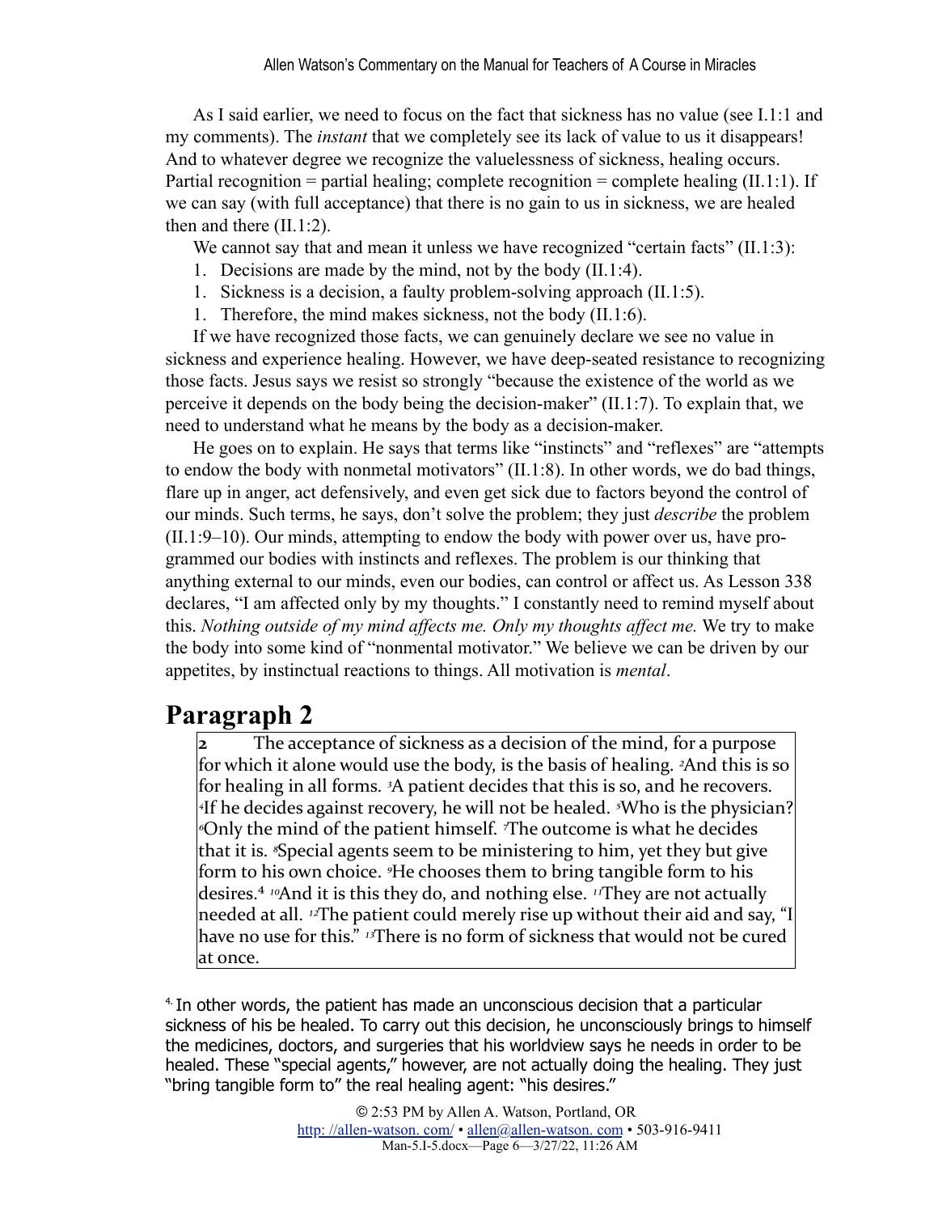As I said earlier, we need to focus on the fact that sickness has no value (see I.1:1 and my comments). The *instant* that we completely see its lack of value to us it disappears! And to whatever degree we recognize the valuelessness of sickness, healing occurs. Partial recognition = partial healing; complete recognition = complete healing (II.1:1). If we can say (with full acceptance) that there is no gain to us in sickness, we are healed then and there (II.1:2).

We cannot say that and mean it unless we have recognized "certain facts" (II.1:3):

1. Decisions are made by the mind, not by the body (II.1:4).
1. Sickness is a decision, a faulty problem-solving approach (II.1:5).
1. Therefore, the mind makes sickness, not the body (II.1:6).

If we have recognized those facts, we can genuinely declare we see no value in sickness and experience healing. However, we have deep-seated resistance to recognizing those facts. Jesus says we resist so strongly "because the existence of the world as we perceive it depends on the body being the decision-maker" (II.1:7). To explain that, we need to understand what he means by the body as a decision-maker.

He goes on to explain. He says that terms like "instincts" and "reflexes" are "attempts to endow the body with nonmetal motivators" (II.1:8). In other words, we do bad things, flare up in anger, act defensively, and even get sick due to factors beyond the control of our minds. Such terms, he says, don't solve the problem; they just *describe* the problem (II.1:9–10). Our minds, attempting to endow the body with power over us, have programmed our bodies with instincts and reflexes. The problem is our thinking that anything external to our minds, even our bodies, can control or affect us. As Lesson 338 declares, "I am affected only by my thoughts." I constantly need to remind myself about this. *Nothing outside of my mind affects me. Only my thoughts affect me.* We try to make the body into some kind of "nonmental motivator." We believe we can be driven by our appetites, by instinctual reactions to things. All motivation is *mental*.

## Paragraph 2

> **2** The acceptance of sickness as a decision of the mind, for a purpose for which it alone would use the body, is the basis of healing. [2]And this is so for healing in all forms. [3]A patient decides that this is so, and he recovers. [4]If he decides against recovery, he will not be healed. [5]Who is the physician? [6]Only the mind of the patient himself. [7]The outcome is what he decides that it is. [8]Special agents seem to be ministering to him, yet they but give form to his own choice. [9]He chooses them to bring tangible form to his desires.[4] [10]And it is this they do, and nothing else. [11]They are not actually needed at all. [12]The patient could merely rise up without their aid and say, "I have no use for this." [13]There is no form of sickness that would not be cured at once.

[4] In other words, the patient has made an unconscious decision that a particular sickness of his be healed. To carry out this decision, he unconsciously brings to himself the medicines, doctors, and surgeries that his worldview says he needs in order to be healed. These "special agents," however, are not actually doing the healing. They just "bring tangible form to" the real healing agent: "his desires."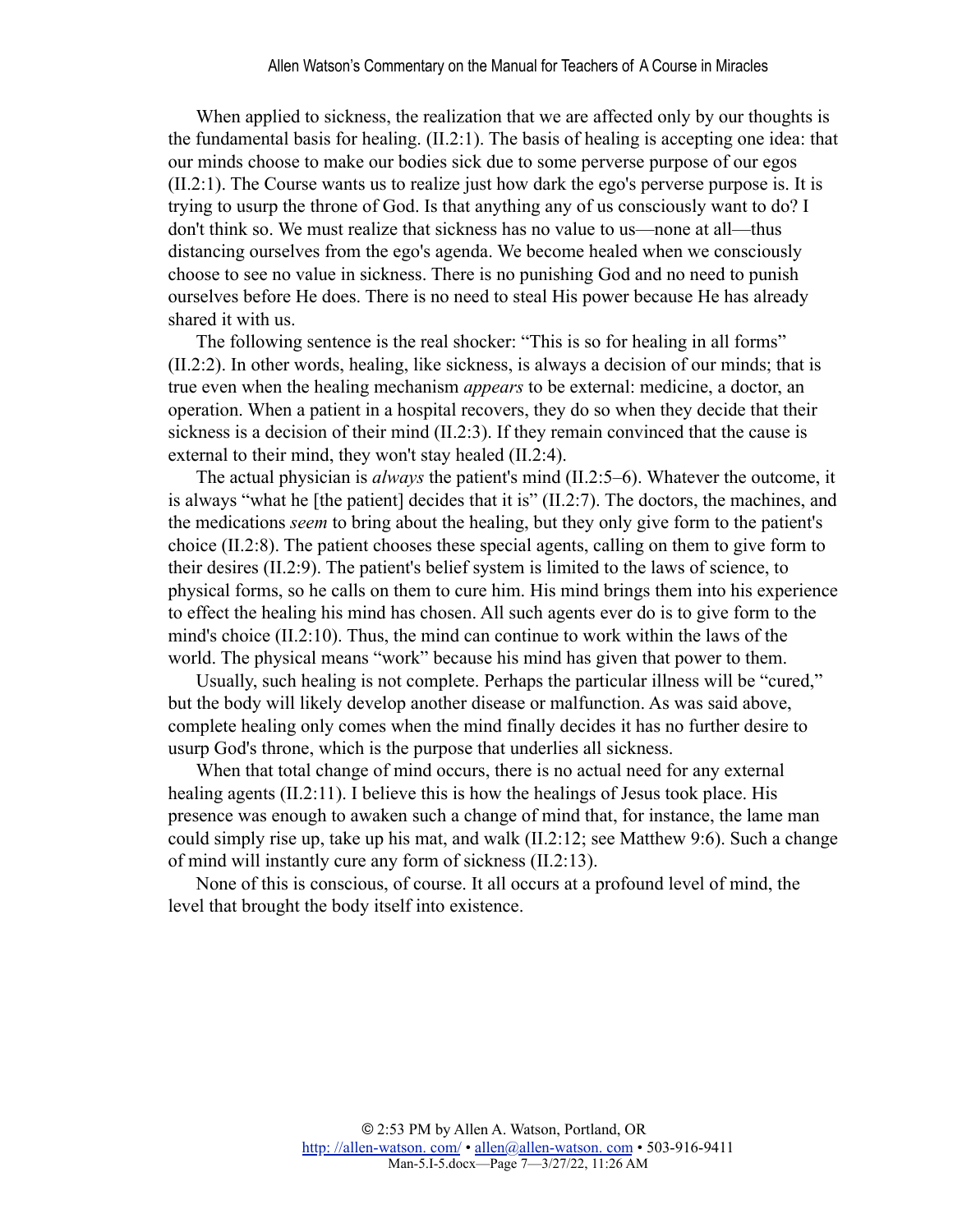When applied to sickness, the realization that we are affected only by our thoughts is the fundamental basis for healing. (II.2:1). The basis of healing is accepting one idea: that our minds choose to make our bodies sick due to some perverse purpose of our egos (II.2:1). The Course wants us to realize just how dark the ego's perverse purpose is. It is trying to usurp the throne of God. Is that anything any of us consciously want to do? I don't think so. We must realize that sickness has no value to us—none at all—thus distancing ourselves from the ego's agenda. We become healed when we consciously choose to see no value in sickness. There is no punishing God and no need to punish ourselves before He does. There is no need to steal His power because He has already shared it with us.

The following sentence is the real shocker: "This is so for healing in all forms" (II.2:2). In other words, healing, like sickness, is always a decision of our minds; that is true even when the healing mechanism *appears* to be external: medicine, a doctor, an operation. When a patient in a hospital recovers, they do so when they decide that their sickness is a decision of their mind (II.2:3). If they remain convinced that the cause is external to their mind, they won't stay healed (II.2:4).

The actual physician is *always* the patient's mind (II.2:5–6). Whatever the outcome, it is always "what he [the patient] decides that it is" (II.2:7). The doctors, the machines, and the medications *seem* to bring about the healing, but they only give form to the patient's choice (II.2:8). The patient chooses these special agents, calling on them to give form to their desires (II.2:9). The patient's belief system is limited to the laws of science, to physical forms, so he calls on them to cure him. His mind brings them into his experience to effect the healing his mind has chosen. All such agents ever do is to give form to the mind's choice (II.2:10). Thus, the mind can continue to work within the laws of the world. The physical means "work" because his mind has given that power to them.

Usually, such healing is not complete. Perhaps the particular illness will be "cured," but the body will likely develop another disease or malfunction. As was said above, complete healing only comes when the mind finally decides it has no further desire to usurp God's throne, which is the purpose that underlies all sickness.

When that total change of mind occurs, there is no actual need for any external healing agents (II.2:11). I believe this is how the healings of Jesus took place. His presence was enough to awaken such a change of mind that, for instance, the lame man could simply rise up, take up his mat, and walk (II.2:12; see Matthew 9:6). Such a change of mind will instantly cure any form of sickness (II.2:13).

None of this is conscious, of course. It all occurs at a profound level of mind, the level that brought the body itself into existence.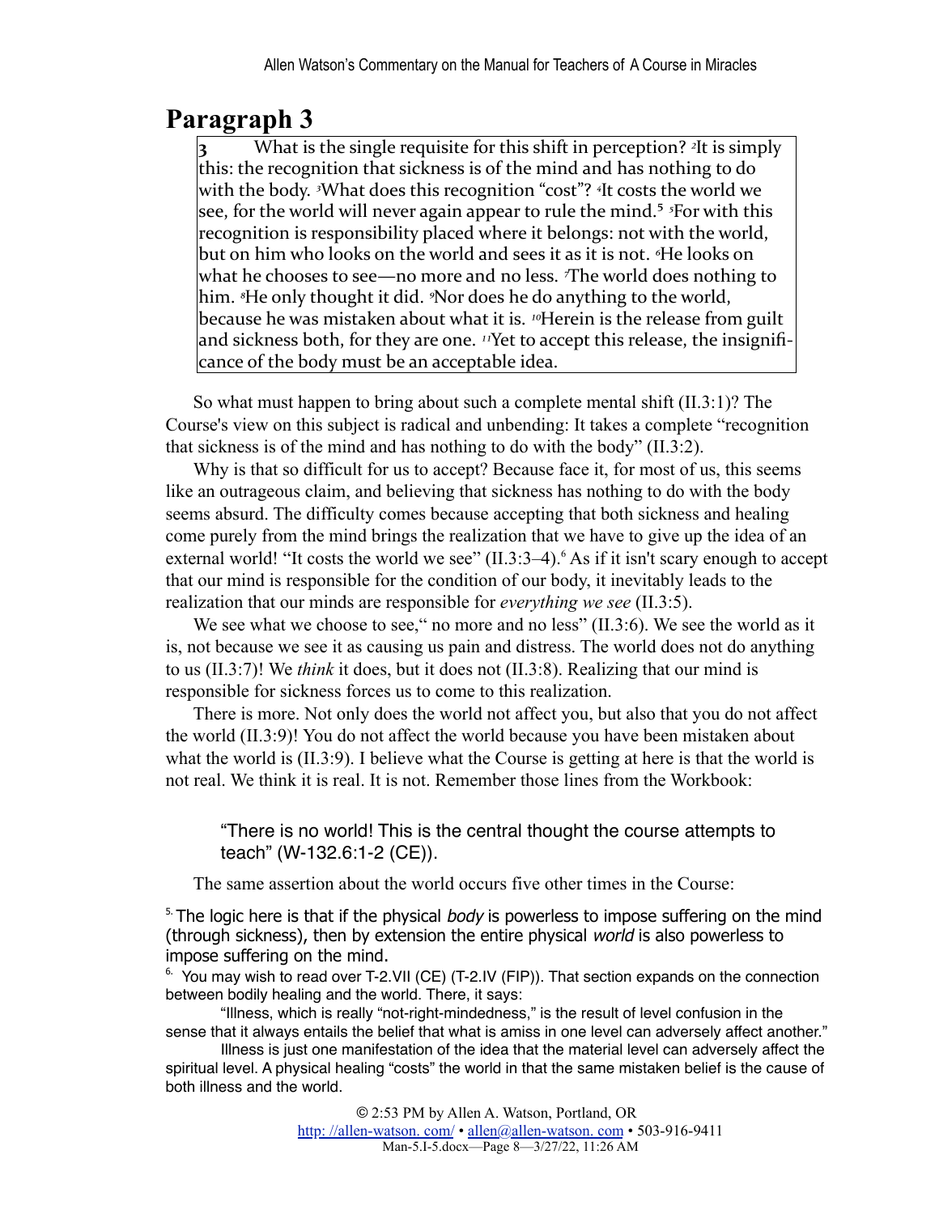## Paragraph 3

> **3** What is the single requisite for this shift in perception? [2]It is simply this: the recognition that sickness is of the mind and has nothing to do with the body. [3]What does this recognition "cost"? [4]It costs the world we see, for the world will never again appear to rule the mind.[5] [5]For with this recognition is responsibility placed where it belongs: not with the world, but on him who looks on the world and sees it as it is not. [6]He looks on what he chooses to see—no more and no less. [7]The world does nothing to him. [8]He only thought it did. [9]Nor does he do anything to the world, because he was mistaken about what it is. [10]Herein is the release from guilt and sickness both, for they are one. [11]Yet to accept this release, the insignificance of the body must be an acceptable idea.

So what must happen to bring about such a complete mental shift (II.3:1)? The Course's view on this subject is radical and unbending: It takes a complete "recognition that sickness is of the mind and has nothing to do with the body" (II.3:2).

Why is that so difficult for us to accept? Because face it, for most of us, this seems like an outrageous claim, and believing that sickness has nothing to do with the body seems absurd. The difficulty comes because accepting that both sickness and healing come purely from the mind brings the realization that we have to give up the idea of an external world! "It costs the world we see" (II.3:3–4).[6] As if it isn't scary enough to accept that our mind is responsible for the condition of our body, it inevitably leads to the realization that our minds are responsible for *everything we see* (II.3:5).

We see what we choose to see," no more and no less" (II.3:6). We see the world as it is, not because we see it as causing us pain and distress. The world does not do anything to us (II.3:7)! We *think* it does, but it does not (II.3:8). Realizing that our mind is responsible for sickness forces us to come to this realization.

There is more. Not only does the world not affect you, but also that you do not affect the world (II.3:9)! You do not affect the world because you have been mistaken about what the world is (II.3:9). I believe what the Course is getting at here is that the world is not real. We think it is real. It is not. Remember those lines from the Workbook:

> "There is no world! This is the central thought the course attempts to teach" (W-132.6:1-2 (CE)).

The same assertion about the world occurs five other times in the Course:

---

[5] The logic here is that if the physical *body* is powerless to impose suffering on the mind (through sickness), then by extension the entire physical *world* is also powerless to impose suffering on the mind.

[6] You may wish to read over T-2.VII (CE) (T-2.IV (FIP)). That section expands on the connection between bodily healing and the world. There, it says:

> "Illness, which is really "not-right-mindedness," is the result of level confusion in the sense that it always entails the belief that what is amiss in one level can adversely affect another."

> Illness is just one manifestation of the idea that the material level can adversely affect the spiritual level. A physical healing "costs" the world in that the same mistaken belief is the cause of both illness and the world.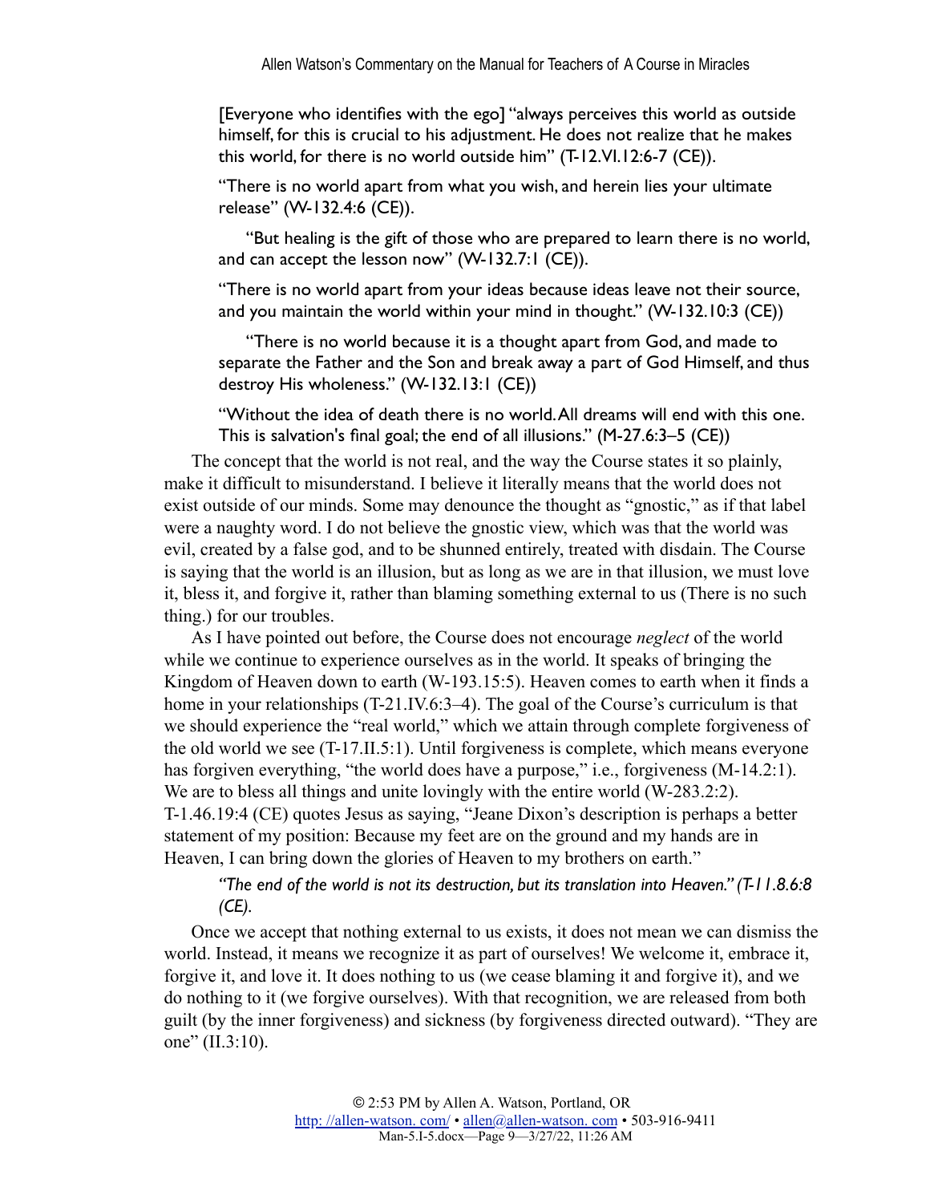> [Everyone who identifies with the ego] "always perceives this world as outside himself, for this is crucial to his adjustment. He does not realize that he makes this world, for there is no world outside him" (T-12.VI.12:6-7 (CE)).
>
> "There is no world apart from what you wish, and herein lies your ultimate release" (W-132.4:6 (CE)).
>
> "But healing is the gift of those who are prepared to learn there is no world, and can accept the lesson now" (W-132.7:1 (CE)).
>
> "There is no world apart from your ideas because ideas leave not their source, and you maintain the world within your mind in thought." (W-132.10:3 (CE))
>
> "There is no world because it is a thought apart from God, and made to separate the Father and the Son and break away a part of God Himself, and thus destroy His wholeness." (W-132.13:1 (CE))
>
> "Without the idea of death there is no world. All dreams will end with this one. This is salvation's final goal; the end of all illusions." (M-27.6:3–5 (CE))

The concept that the world is not real, and the way the Course states it so plainly, make it difficult to misunderstand. I believe it literally means that the world does not exist outside of our minds. Some may denounce the thought as "gnostic," as if that label were a naughty word. I do not believe the gnostic view, which was that the world was evil, created by a false god, and to be shunned entirely, treated with disdain. The Course is saying that the world is an illusion, but as long as we are in that illusion, we must love it, bless it, and forgive it, rather than blaming something external to us (There is no such thing.) for our troubles.

As I have pointed out before, the Course does not encourage *neglect* of the world while we continue to experience ourselves as in the world. It speaks of bringing the Kingdom of Heaven down to earth (W-193.15:5). Heaven comes to earth when it finds a home in your relationships (T-21.IV.6:3–4). The goal of the Course's curriculum is that we should experience the "real world," which we attain through complete forgiveness of the old world we see (T-17.II.5:1). Until forgiveness is complete, which means everyone has forgiven everything, "the world does have a purpose," i.e., forgiveness (M-14.2:1). We are to bless all things and unite lovingly with the entire world (W-283.2:2). T-1.46.19:4 (CE) quotes Jesus as saying, "Jeane Dixon's description is perhaps a better statement of my position: Because my feet are on the ground and my hands are in Heaven, I can bring down the glories of Heaven to my brothers on earth."

> *"The end of the world is not its destruction, but its translation into Heaven." (T-11.8.6:8 (CE).*

Once we accept that nothing external to us exists, it does not mean we can dismiss the world. Instead, it means we recognize it as part of ourselves! We welcome it, embrace it, forgive it, and love it. It does nothing to us (we cease blaming it and forgive it), and we do nothing to it (we forgive ourselves). With that recognition, we are released from both guilt (by the inner forgiveness) and sickness (by forgiveness directed outward). "They are one" (II.3:10).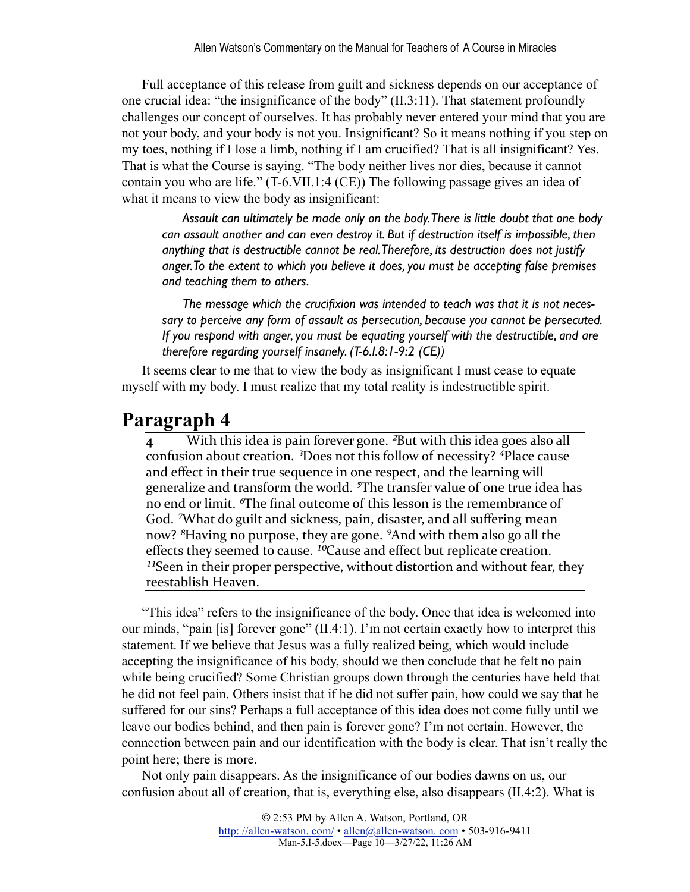Full acceptance of this release from guilt and sickness depends on our acceptance of one crucial idea: "the insignificance of the body" (II.3:11). That statement profoundly challenges our concept of ourselves. It has probably never entered your mind that you are not your body, and your body is not you. Insignificant? So it means nothing if you step on my toes, nothing if I lose a limb, nothing if I am crucified? That is all insignificant? Yes. That is what the Course is saying. "The body neither lives nor dies, because it cannot contain you who are life." (T-6.VII.1:4 (CE)) The following passage gives an idea of what it means to view the body as insignificant:

> *Assault can ultimately be made only on the body. There is little doubt that one body can assault another and can even destroy it. But if destruction itself is impossible, then anything that is destructible cannot be real. Therefore, its destruction does not justify anger. To the extent to which you believe it does, you must be accepting false premises and teaching them to others.*
>
> *The message which the crucifixion was intended to teach was that it is not necessary to perceive any form of assault as persecution, because you cannot be persecuted. If you respond with anger, you must be equating yourself with the destructible, and are therefore regarding yourself insanely. (T-6.I.8:1-9:2 (CE))*

It seems clear to me that to view the body as insignificant I must cease to equate myself with my body. I must realize that my total reality is indestructible spirit.

## Paragraph 4

> **4** With this idea is pain forever gone. [2]But with this idea goes also all confusion about creation. [3]Does not this follow of necessity? [4]Place cause and effect in their true sequence in one respect, and the learning will generalize and transform the world. [5]The transfer value of one true idea has no end or limit. [6]The final outcome of this lesson is the remembrance of God. [7]What do guilt and sickness, pain, disaster, and all suffering mean now? [8]Having no purpose, they are gone. [9]And with them also go all the effects they seemed to cause. [10]Cause and effect but replicate creation. [11]Seen in their proper perspective, without distortion and without fear, they reestablish Heaven.

"This idea" refers to the insignificance of the body. Once that idea is welcomed into our minds, "pain [is] forever gone" (II.4:1). I'm not certain exactly how to interpret this statement. If we believe that Jesus was a fully realized being, which would include accepting the insignificance of his body, should we then conclude that he felt no pain while being crucified? Some Christian groups down through the centuries have held that he did not feel pain. Others insist that if he did not suffer pain, how could we say that he suffered for our sins? Perhaps a full acceptance of this idea does not come fully until we leave our bodies behind, and then pain is forever gone? I'm not certain. However, the connection between pain and our identification with the body is clear. That isn't really the point here; there is more.

Not only pain disappears. As the insignificance of our bodies dawns on us, our confusion about all of creation, that is, everything else, also disappears (II.4:2). What is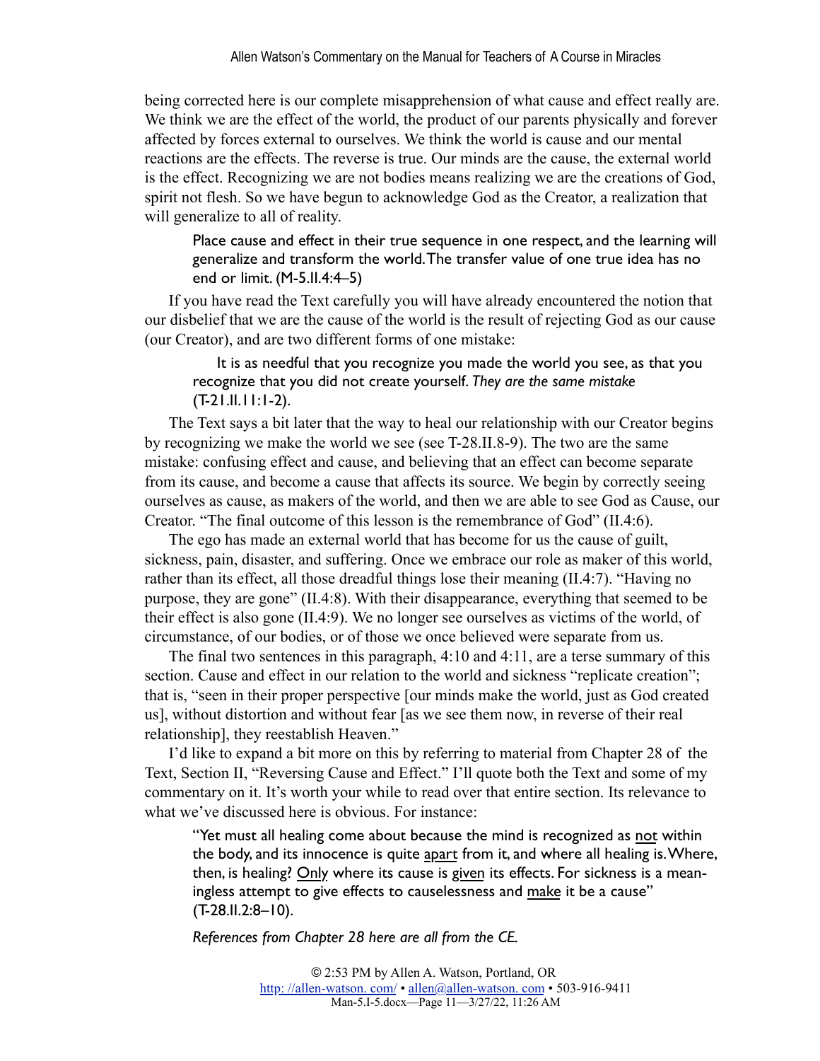being corrected here is our complete misapprehension of what cause and effect really are. We think we are the effect of the world, the product of our parents physically and forever affected by forces external to ourselves. We think the world is cause and our mental reactions are the effects. The reverse is true. Our minds are the cause, the external world is the effect. Recognizing we are not bodies means realizing we are the creations of God, spirit not flesh. So we have begun to acknowledge God as the Creator, a realization that will generalize to all of reality.

> Place cause and effect in their true sequence in one respect, and the learning will generalize and transform the world. The transfer value of one true idea has no end or limit. (M-5.II.4:4–5)

If you have read the Text carefully you will have already encountered the notion that our disbelief that we are the cause of the world is the result of rejecting God as our cause (our Creator), and are two different forms of one mistake:

> It is as needful that you recognize you made the world you see, as that you recognize that you did not create yourself. *They are the same mistake* (T-21.II.11:1-2).

The Text says a bit later that the way to heal our relationship with our Creator begins by recognizing we make the world we see (see T-28.II.8-9). The two are the same mistake: confusing effect and cause, and believing that an effect can become separate from its cause, and become a cause that affects its source. We begin by correctly seeing ourselves as cause, as makers of the world, and then we are able to see God as Cause, our Creator. "The final outcome of this lesson is the remembrance of God" (II.4:6).

The ego has made an external world that has become for us the cause of guilt, sickness, pain, disaster, and suffering. Once we embrace our role as maker of this world, rather than its effect, all those dreadful things lose their meaning (II.4:7). "Having no purpose, they are gone" (II.4:8). With their disappearance, everything that seemed to be their effect is also gone (II.4:9). We no longer see ourselves as victims of the world, of circumstance, of our bodies, or of those we once believed were separate from us.

The final two sentences in this paragraph, 4:10 and 4:11, are a terse summary of this section. Cause and effect in our relation to the world and sickness "replicate creation"; that is, "seen in their proper perspective [our minds make the world, just as God created us], without distortion and without fear [as we see them now, in reverse of their real relationship], they reestablish Heaven."

I'd like to expand a bit more on this by referring to material from Chapter 28 of the Text, Section II, "Reversing Cause and Effect." I'll quote both the Text and some of my commentary on it. It's worth your while to read over that entire section. Its relevance to what we've discussed here is obvious. For instance:

> "Yet must all healing come about because the mind is recognized as <u>not</u> within the body, and its innocence is quite <u>apart</u> from it, and where all healing is. Where, then, is healing? <u>Only</u> where its cause is <u>given</u> its effects. For sickness is a meaningless attempt to give effects to causelessness and <u>make</u> it be a cause" (T-28.II.2:8–10).
>
> *References from Chapter 28 here are all from the CE.*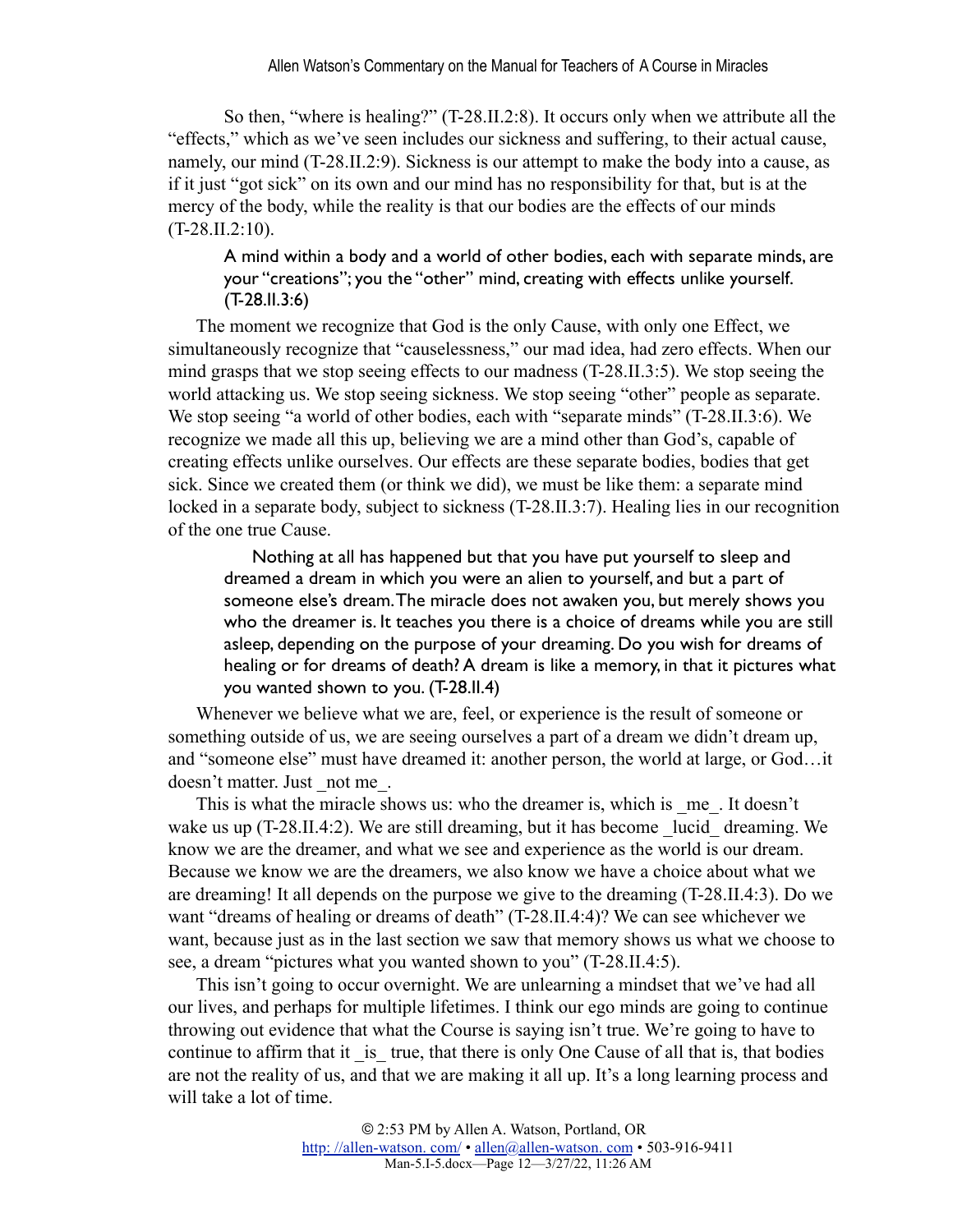So then, "where is healing?" (T-28.II.2:8). It occurs only when we attribute all the "effects," which as we've seen includes our sickness and suffering, to their actual cause, namely, our mind (T-28.II.2:9). Sickness is our attempt to make the body into a cause, as if it just "got sick" on its own and our mind has no responsibility for that, but is at the mercy of the body, while the reality is that our bodies are the effects of our minds (T-28.II.2:10).

> A mind within a body and a world of other bodies, each with separate minds, are your "creations"; you the "other" mind, creating with effects unlike yourself. (T-28.II.3:6)

The moment we recognize that God is the only Cause, with only one Effect, we simultaneously recognize that "causelessness," our mad idea, had zero effects. When our mind grasps that we stop seeing effects to our madness (T-28.II.3:5). We stop seeing the world attacking us. We stop seeing sickness. We stop seeing "other" people as separate. We stop seeing "a world of other bodies, each with "separate minds" (T-28.II.3:6). We recognize we made all this up, believing we are a mind other than God's, capable of creating effects unlike ourselves. Our effects are these separate bodies, bodies that get sick. Since we created them (or think we did), we must be like them: a separate mind locked in a separate body, subject to sickness (T-28.II.3:7). Healing lies in our recognition of the one true Cause.

> Nothing at all has happened but that you have put yourself to sleep and dreamed a dream in which you were an alien to yourself, and but a part of someone else's dream. The miracle does not awaken you, but merely shows you who the dreamer is. It teaches you there is a choice of dreams while you are still asleep, depending on the purpose of your dreaming. Do you wish for dreams of healing or for dreams of death? A dream is like a memory, in that it pictures what you wanted shown to you. (T-28.II.4)

Whenever we believe what we are, feel, or experience is the result of someone or something outside of us, we are seeing ourselves a part of a dream we didn't dream up, and "someone else" must have dreamed it: another person, the world at large, or God…it doesn't matter. Just _not me_.

This is what the miracle shows us: who the dreamer is, which is _me_. It doesn't wake us up (T-28.II.4:2). We are still dreaming, but it has become _lucid_ dreaming. We know we are the dreamer, and what we see and experience as the world is our dream. Because we know we are the dreamers, we also know we have a choice about what we are dreaming! It all depends on the purpose we give to the dreaming (T-28.II.4:3). Do we want "dreams of healing or dreams of death" (T-28.II.4:4)? We can see whichever we want, because just as in the last section we saw that memory shows us what we choose to see, a dream "pictures what you wanted shown to you" (T-28.II.4:5).

This isn't going to occur overnight. We are unlearning a mindset that we've had all our lives, and perhaps for multiple lifetimes. I think our ego minds are going to continue throwing out evidence that what the Course is saying isn't true. We're going to have to continue to affirm that it _is_ true, that there is only One Cause of all that is, that bodies are not the reality of us, and that we are making it all up. It's a long learning process and will take a lot of time.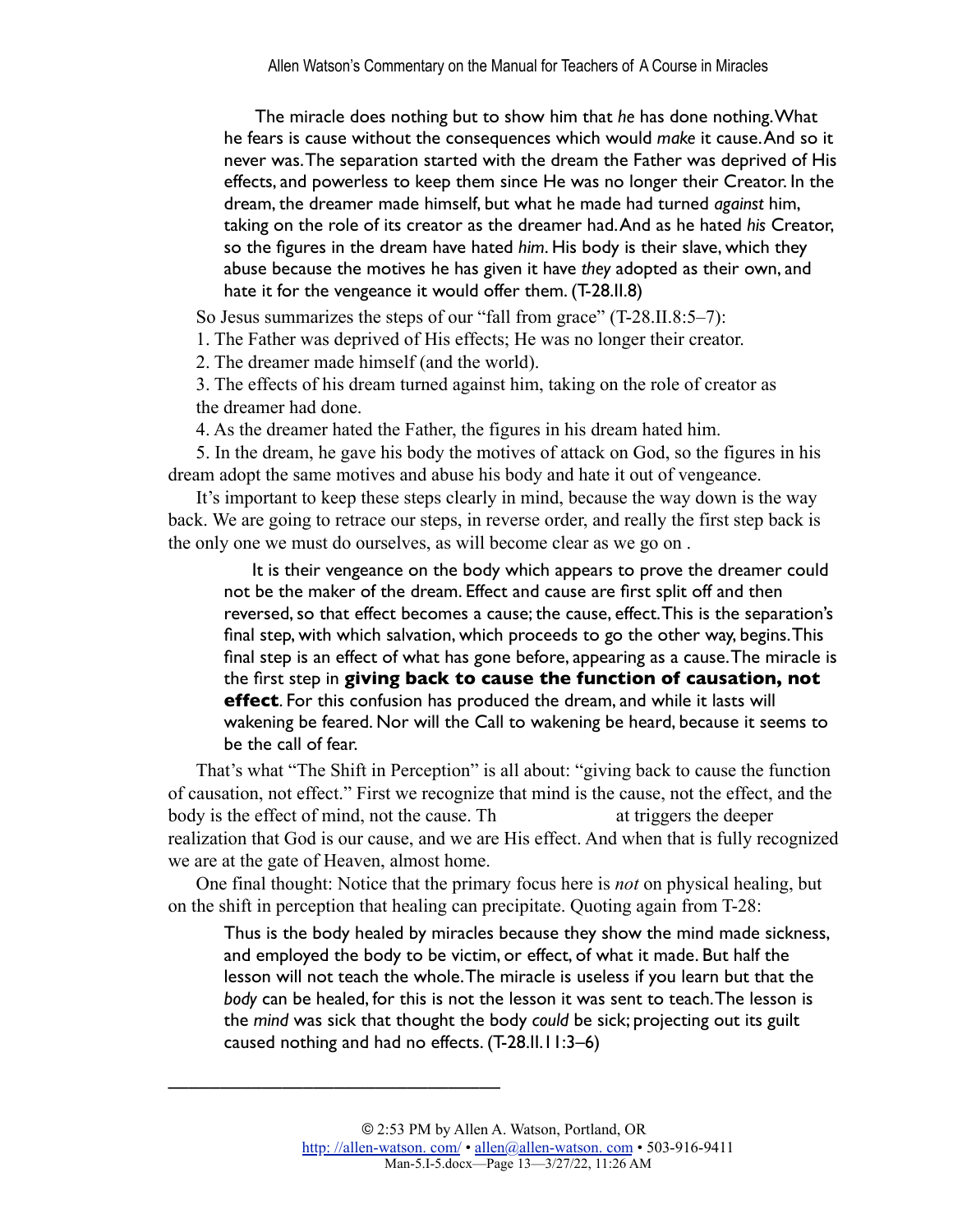> The miracle does nothing but to show him that *he* has done nothing. What he fears is cause without the consequences which would *make* it cause. And so it never was. The separation started with the dream the Father was deprived of His effects, and powerless to keep them since He was no longer their Creator. In the dream, the dreamer made himself, but what he made had turned *against* him, taking on the role of its creator as the dreamer had. And as he hated *his* Creator, so the figures in the dream have hated *him*. His body is their slave, which they abuse because the motives he has given it have *they* adopted as their own, and hate it for the vengeance it would offer them. (T-28.II.8)

So Jesus summarizes the steps of our "fall from grace" (T-28.II.8:5–7):

1. The Father was deprived of His effects; He was no longer their creator.
2. The dreamer made himself (and the world).
3. The effects of his dream turned against him, taking on the role of creator as the dreamer had done.
4. As the dreamer hated the Father, the figures in his dream hated him.
5. In the dream, he gave his body the motives of attack on God, so the figures in his dream adopt the same motives and abuse his body and hate it out of vengeance.

It's important to keep these steps clearly in mind, because the way down is the way back. We are going to retrace our steps, in reverse order, and really the first step back is the only one we must do ourselves, as will become clear as we go on .

> It is their vengeance on the body which appears to prove the dreamer could not be the maker of the dream. Effect and cause are first split off and then reversed, so that effect becomes a cause; the cause, effect. This is the separation's final step, with which salvation, which proceeds to go the other way, begins. This final step is an effect of what has gone before, appearing as a cause. The miracle is the first step in **giving back to cause the function of causation, not effect**. For this confusion has produced the dream, and while it lasts will wakening be feared. Nor will the Call to wakening be heard, because it seems to be the call of fear.

That's what "The Shift in Perception" is all about: "giving back to cause the function of causation, not effect." First we recognize that mind is the cause, not the effect, and the body is the effect of mind, not the cause. Th at triggers the deeper realization that God is our cause, and we are His effect. And when that is fully recognized we are at the gate of Heaven, almost home.

One final thought: Notice that the primary focus here is *not* on physical healing, but on the shift in perception that healing can precipitate. Quoting again from T-28:

> Thus is the body healed by miracles because they show the mind made sickness, and employed the body to be victim, or effect, of what it made. But half the lesson will not teach the whole. The miracle is useless if you learn but that the *body* can be healed, for this is not the lesson it was sent to teach. The lesson is the *mind* was sick that thought the body *could* be sick; projecting out its guilt caused nothing and had no effects. (T-28.II.11:3–6)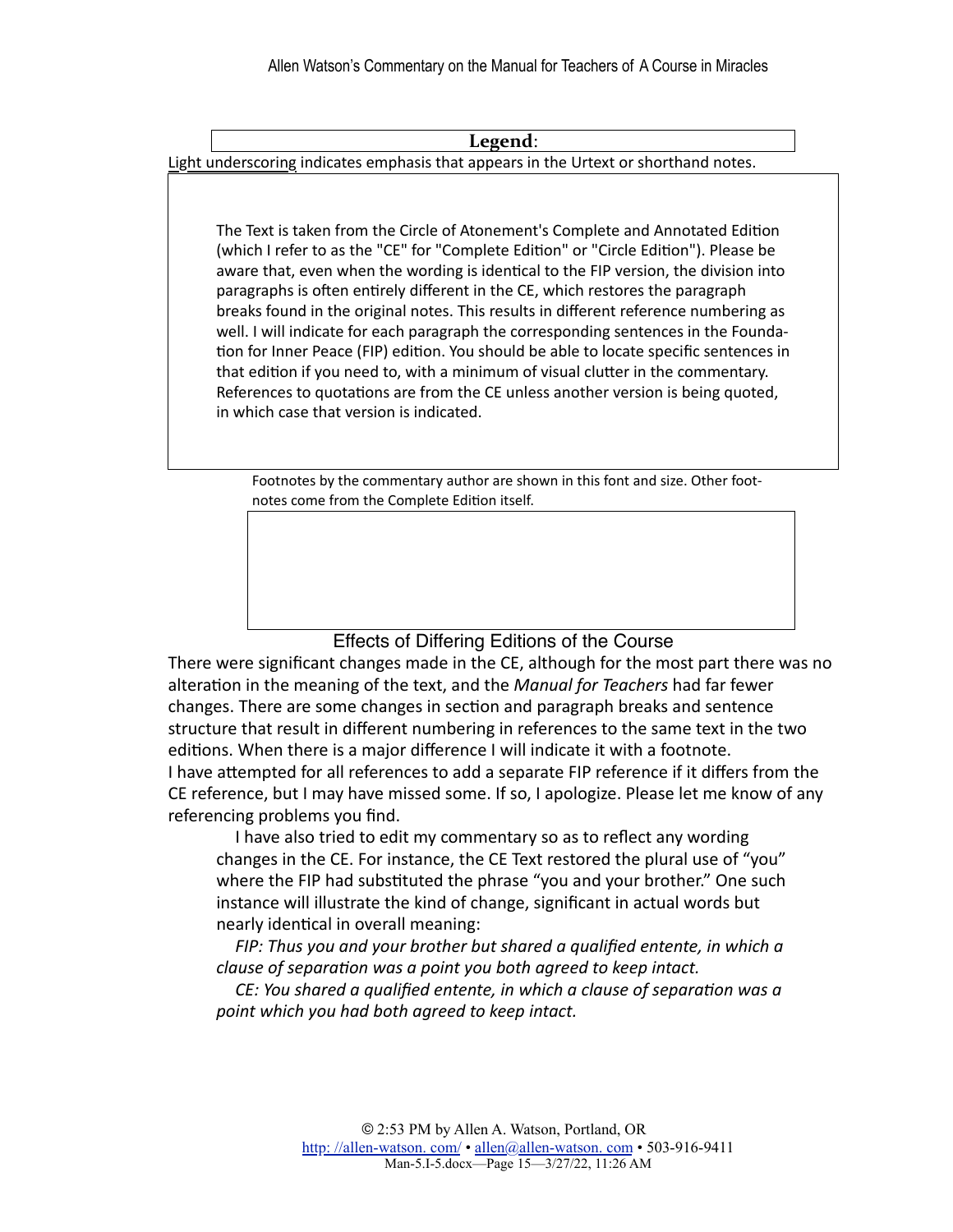**Legend**:

<u>Light underscoring</u> indicates emphasis that appears in the Urtext or shorthand notes.

The Text is taken from the Circle of Atonement's Complete and Annotated Edition (which I refer to as the "CE" for "Complete Edition" or "Circle Edition"). Please be aware that, even when the wording is identical to the FIP version, the division into paragraphs is often entirely different in the CE, which restores the paragraph breaks found in the original notes. This results in different reference numbering as well. I will indicate for each paragraph the corresponding sentences in the Foundation for Inner Peace (FIP) edition. You should be able to locate specific sentences in that edition if you need to, with a minimum of visual clutter in the commentary. References to quotations are from the CE unless another version is being quoted, in which case that version is indicated.

Footnotes by the commentary author are shown in this font and size. Other footnotes come from the Complete Edition itself.

## Effects of Differing Editions of the Course

There were significant changes made in the CE, although for the most part there was no alteration in the meaning of the text, and the *Manual for Teachers* had far fewer changes. There are some changes in section and paragraph breaks and sentence structure that result in different numbering in references to the same text in the two editions. When there is a major difference I will indicate it with a footnote.

I have attempted for all references to add a separate FIP reference if it differs from the CE reference, but I may have missed some. If so, I apologize. Please let me know of any referencing problems you find.

I have also tried to edit my commentary so as to reflect any wording changes in the CE. For instance, the CE Text restored the plural use of "you" where the FIP had substituted the phrase "you and your brother." One such instance will illustrate the kind of change, significant in actual words but nearly identical in overall meaning:

*FIP: Thus you and your brother but shared a qualified entente, in which a clause of separation was a point you both agreed to keep intact.*

*CE: You shared a qualified entente, in which a clause of separation was a point which you had both agreed to keep intact.*